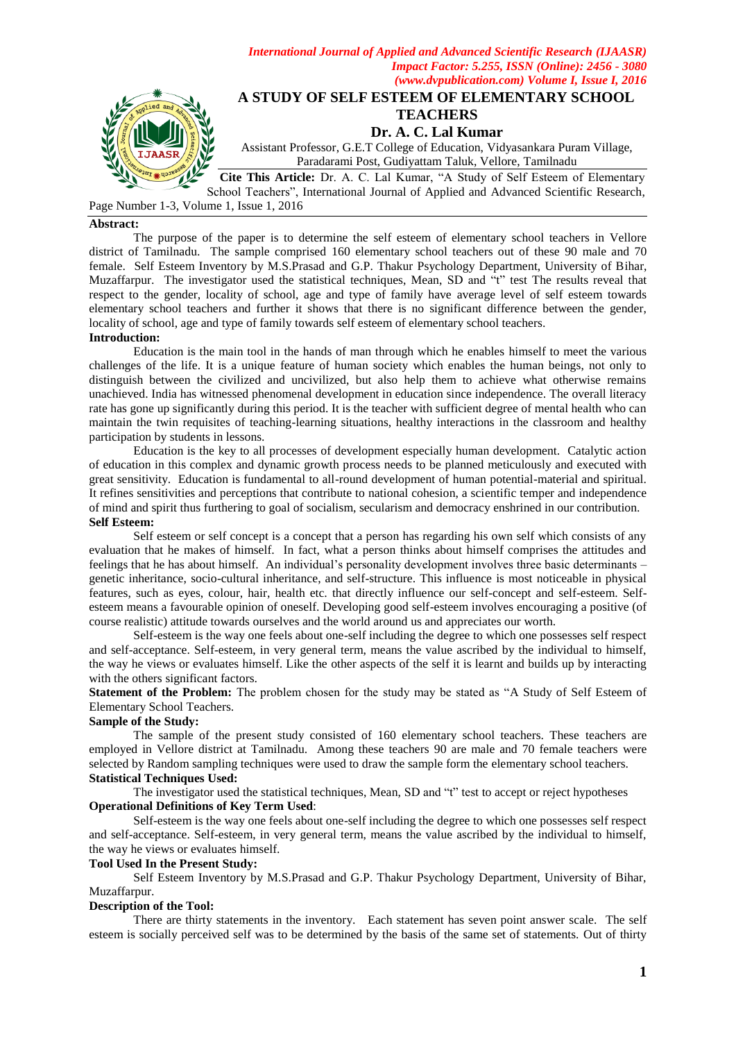# A STUDY OF SELF ESTEEM OF ELEMENTARY SCHOOL TEACHERS

**Dr. A. C. Lal Kumar**

Assistant Professor, G.E.T College of Education, Vidyasankara Puram Village, Paradarami Post, Gudiyattam Taluk, Vellore, Tamilnadu

**Cite This Article:** Dr. A. C. Lal Kumar, "A Study of Self Esteem of Elementary School Teachers", International Journal of Applied and Advanced Scientific Research, Page Number 1-3, Volume 1, Issue 1, 2016

**Abstract:**

The purpose of the paper is to determine the self esteem of elementary school teachers in Vellore district of Tamilnadu. The sample comprised 160 elementary school teachers out of these 90 male and 70 female. Self Esteem Inventory by M.S.Prasad and G.P. Thakur Psychology Department, University of Bihar, Muzaffarpur. The investigator used the statistical techniques, Mean, SD and "t" test The results reveal that respect to the gender, locality of school, age and type of family have average level of self esteem towards elementary school teachers and further it shows that there is no significant difference between the gender, locality of school, age and type of family towards self esteem of elementary school teachers.

**Introduction:**

Education is the main tool in the hands of man through which he enables himself to meet the various challenges of the life. It is a unique feature of human society which enables the human beings, not only to distinguish between the civilized and uncivilized, but also help them to achieve what otherwise remains unachieved. India has witnessed phenomenal development in education since independence. The overall literacy rate has gone up significantly during this period. It is the teacher with sufficient degree of mental health who can maintain the twin requisites of teaching-learning situations, healthy interactions in the classroom and healthy participation by students in lessons.

Education is the key to all processes of development especially human development. Catalytic action of education in this complex and dynamic growth process needs to be planned meticulously and executed with great sensitivity. Education is fundamental to all-round development of human potential-material and spiritual. It refines sensitivities and perceptions that contribute to national cohesion, a scientific temper and independence of mind and spirit thus furthering to goal of socialism, secularism and democracy enshrined in our contribution.

**Self Esteem:**

Self esteem or self concept is a concept that a person has regarding his own self which consists of any evaluation that he makes of himself. In fact, what a person thinks about himself comprises the attitudes and feelings that he has about himself. An individual's personality development involves three basic determinants – genetic inheritance, socio-cultural inheritance, and self-structure. This influence is most noticeable in physical features, such as eyes, colour, hair, health etc. that directly influence our self-concept and self-esteem. Self-esteem means a favourable opinion of oneself. Developing good self-esteem involves encouraging a positive (of course realistic) attitude towards ourselves and the world around us and appreciates our worth.

Self-esteem is the way one feels about one-self including the degree to which one possesses self respect and self-acceptance. Self-esteem, in very general term, means the value ascribed by the individual to himself, the way he views or evaluates himself. Like the other aspects of the self it is learnt and builds up by interacting with the others significant factors.

**Statement of the Problem:** The problem chosen for the study may be stated as "A Study of Self Esteem of Elementary School Teachers.

**Sample of the Study:**

The sample of the present study consisted of 160 elementary school teachers. These teachers are employed in Vellore district at Tamilnadu. Among these teachers 90 are male and 70 female teachers were selected by Random sampling techniques were used to draw the sample form the elementary school teachers.

**Statistical Techniques Used:**

The investigator used the statistical techniques, Mean, SD and "t" test to accept or reject hypotheses

**Operational Definitions of Key Term Used**:

Self-esteem is the way one feels about one-self including the degree to which one possesses self respect and self-acceptance. Self-esteem, in very general term, means the value ascribed by the individual to himself, the way he views or evaluates himself.

**Tool Used In the Present Study:**

Self Esteem Inventory by M.S.Prasad and G.P. Thakur Psychology Department, University of Bihar, Muzaffarpur.

**Description of the Tool:**

There are thirty statements in the inventory. Each statement has seven point answer scale. The self esteem is socially perceived self was to be determined by the basis of the same set of statements. Out of thirty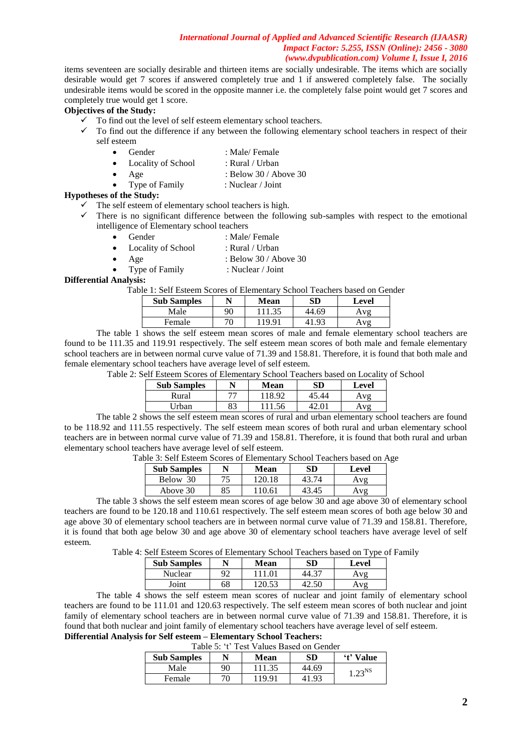items seventeen are socially desirable and thirteen items are socially undesirable. The items which are socially desirable would get 7 scores if answered completely true and 1 if answered completely false. The socially undesirable items would be scored in the opposite manner i.e. the completely false point would get 7 scores and completely true would get 1 score.

**Objectives of the Study:**

- ✓ To find out the level of self esteem elementary school teachers.
- ✓ To find out the difference if any between the following elementary school teachers in respect of their self esteem
  - Gender : Male/ Female
  - Locality of School : Rural / Urban
  - Age : Below 30 / Above 30
  - Type of Family : Nuclear / Joint

**Hypotheses of the Study:**

- ✓ The self esteem of elementary school teachers is high.
- ✓ There is no significant difference between the following sub-samples with respect to the emotional intelligence of Elementary school teachers
  - Gender : Male/ Female
  - Locality of School : Rural / Urban
  - Age : Below 30 / Above 30
  - Type of Family : Nuclear / Joint

**Differential Analysis:**

Table 1: Self Esteem Scores of Elementary School Teachers based on Gender

| Sub Samples | N | Mean | SD | Level |
|---|---|---|---|---|
| Male | 90 | 111.35 | 44.69 | Avg |
| Female | 70 | 119.91 | 41.93 | Avg |

The table 1 shows the self esteem mean scores of male and female elementary school teachers are found to be 111.35 and 119.91 respectively. The self esteem mean scores of both male and female elementary school teachers are in between normal curve value of 71.39 and 158.81. Therefore, it is found that both male and female elementary school teachers have average level of self esteem.

Table 2: Self Esteem Scores of Elementary School Teachers based on Locality of School

| Sub Samples | N | Mean | SD | Level |
|---|---|---|---|---|
| Rural | 77 | 118.92 | 45.44 | Avg |
| Urban | 83 | 111.56 | 42.01 | Avg |

The table 2 shows the self esteem mean scores of rural and urban elementary school teachers are found to be 118.92 and 111.55 respectively. The self esteem mean scores of both rural and urban elementary school teachers are in between normal curve value of 71.39 and 158.81. Therefore, it is found that both rural and urban elementary school teachers have average level of self esteem.

Table 3: Self Esteem Scores of Elementary School Teachers based on Age

| Sub Samples | N | Mean | SD | Level |
|---|---|---|---|---|
| Below 30 | 75 | 120.18 | 43.74 | Avg |
| Above 30 | 85 | 110.61 | 43.45 | Avg |

The table 3 shows the self esteem mean scores of age below 30 and age above 30 of elementary school teachers are found to be 120.18 and 110.61 respectively. The self esteem mean scores of both age below 30 and age above 30 of elementary school teachers are in between normal curve value of 71.39 and 158.81. Therefore, it is found that both age below 30 and age above 30 of elementary school teachers have average level of self esteem.

Table 4: Self Esteem Scores of Elementary School Teachers based on Type of Family

| Sub Samples | N | Mean | SD | Level |
|---|---|---|---|---|
| Nuclear | 92 | 111.01 | 44.37 | Avg |
| Joint | 68 | 120.53 | 42.50 | Avg |

The table 4 shows the self esteem mean scores of nuclear and joint family of elementary school teachers are found to be 111.01 and 120.63 respectively. The self esteem mean scores of both nuclear and joint family of elementary school teachers are in between normal curve value of 71.39 and 158.81. Therefore, it is found that both nuclear and joint family of elementary school teachers have average level of self esteem.

**Differential Analysis for Self esteem – Elementary School Teachers:**

Table 5: 't' Test Values Based on Gender

| Sub Samples | N | Mean | SD | 't' Value |
|---|---|---|---|---|
| Male | 90 | 111.35 | 44.69 | $1.23^{NS}$ |
| Female | 70 | 119.91 | 41.93 | |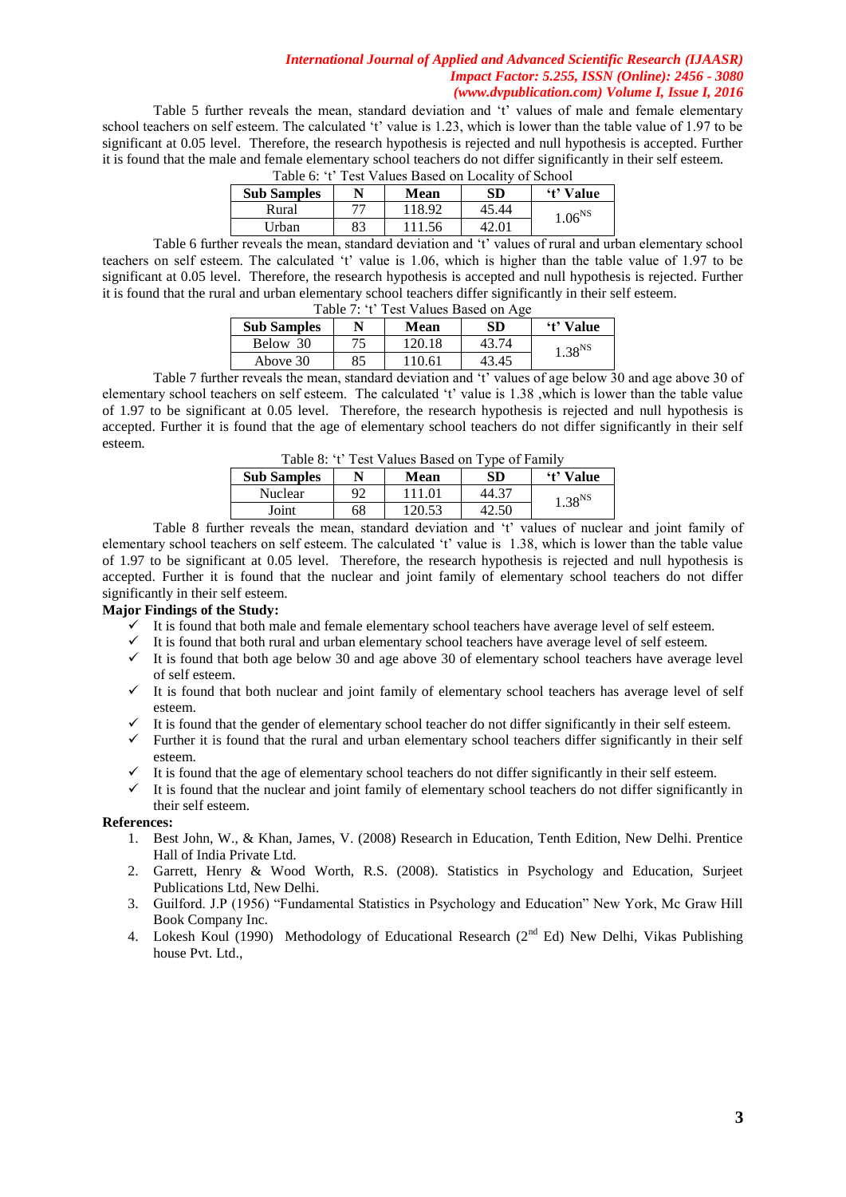Table 5 further reveals the mean, standard deviation and 't' values of male and female elementary school teachers on self esteem. The calculated 't' value is 1.23, which is lower than the table value of 1.97 to be significant at 0.05 level. Therefore, the research hypothesis is rejected and null hypothesis is accepted. Further it is found that the male and female elementary school teachers do not differ significantly in their self esteem.

Table 6: 't' Test Values Based on Locality of School

| Sub Samples | N | Mean | SD | 't' Value |
|---|---|---|---|---|
| Rural | 77 | 118.92 | 45.44 | $1.06^{NS}$ |
| Urban | 83 | 111.56 | 42.01 | |

Table 6 further reveals the mean, standard deviation and 't' values of rural and urban elementary school teachers on self esteem. The calculated 't' value is 1.06, which is higher than the table value of 1.97 to be significant at 0.05 level. Therefore, the research hypothesis is accepted and null hypothesis is rejected. Further it is found that the rural and urban elementary school teachers differ significantly in their self esteem.

Table 7: 't' Test Values Based on Age

| Sub Samples | N | Mean | SD | 't' Value |
|---|---|---|---|---|
| Below 30 | 75 | 120.18 | 43.74 | $1.38^{NS}$ |
| Above 30 | 85 | 110.61 | 43.45 | |

Table 7 further reveals the mean, standard deviation and 't' values of age below 30 and age above 30 of elementary school teachers on self esteem. The calculated 't' value is 1.38 ,which is lower than the table value of 1.97 to be significant at 0.05 level. Therefore, the research hypothesis is rejected and null hypothesis is accepted. Further it is found that the age of elementary school teachers do not differ significantly in their self esteem.

Table 8: 't' Test Values Based on Type of Family

| Sub Samples | N | Mean | SD | 't' Value |
|---|---|---|---|---|
| Nuclear | 92 | 111.01 | 44.37 | $1.38^{NS}$ |
| Joint | 68 | 120.53 | 42.50 | |

Table 8 further reveals the mean, standard deviation and 't' values of nuclear and joint family of elementary school teachers on self esteem. The calculated 't' value is 1.38, which is lower than the table value of 1.97 to be significant at 0.05 level. Therefore, the research hypothesis is rejected and null hypothesis is accepted. Further it is found that the nuclear and joint family of elementary school teachers do not differ significantly in their self esteem.

**Major Findings of the Study:**

- ✓ It is found that both male and female elementary school teachers have average level of self esteem.
- ✓ It is found that both rural and urban elementary school teachers have average level of self esteem.
- ✓ It is found that both age below 30 and age above 30 of elementary school teachers have average level of self esteem.
- ✓ It is found that both nuclear and joint family of elementary school teachers has average level of self esteem.
- ✓ It is found that the gender of elementary school teacher do not differ significantly in their self esteem.
- ✓ Further it is found that the rural and urban elementary school teachers differ significantly in their self esteem.
- ✓ It is found that the age of elementary school teachers do not differ significantly in their self esteem.
- ✓ It is found that the nuclear and joint family of elementary school teachers do not differ significantly in their self esteem.

**References:**

1. Best John, W., & Khan, James, V. (2008) Research in Education, Tenth Edition, New Delhi. Prentice Hall of India Private Ltd.
2. Garrett, Henry & Wood Worth, R.S. (2008). Statistics in Psychology and Education, Surjeet Publications Ltd, New Delhi.
3. Guilford. J.P (1956) "Fundamental Statistics in Psychology and Education" New York, Mc Graw Hill Book Company Inc.
4. Lokesh Koul (1990) Methodology of Educational Research (2nd Ed) New Delhi, Vikas Publishing house Pvt. Ltd.,